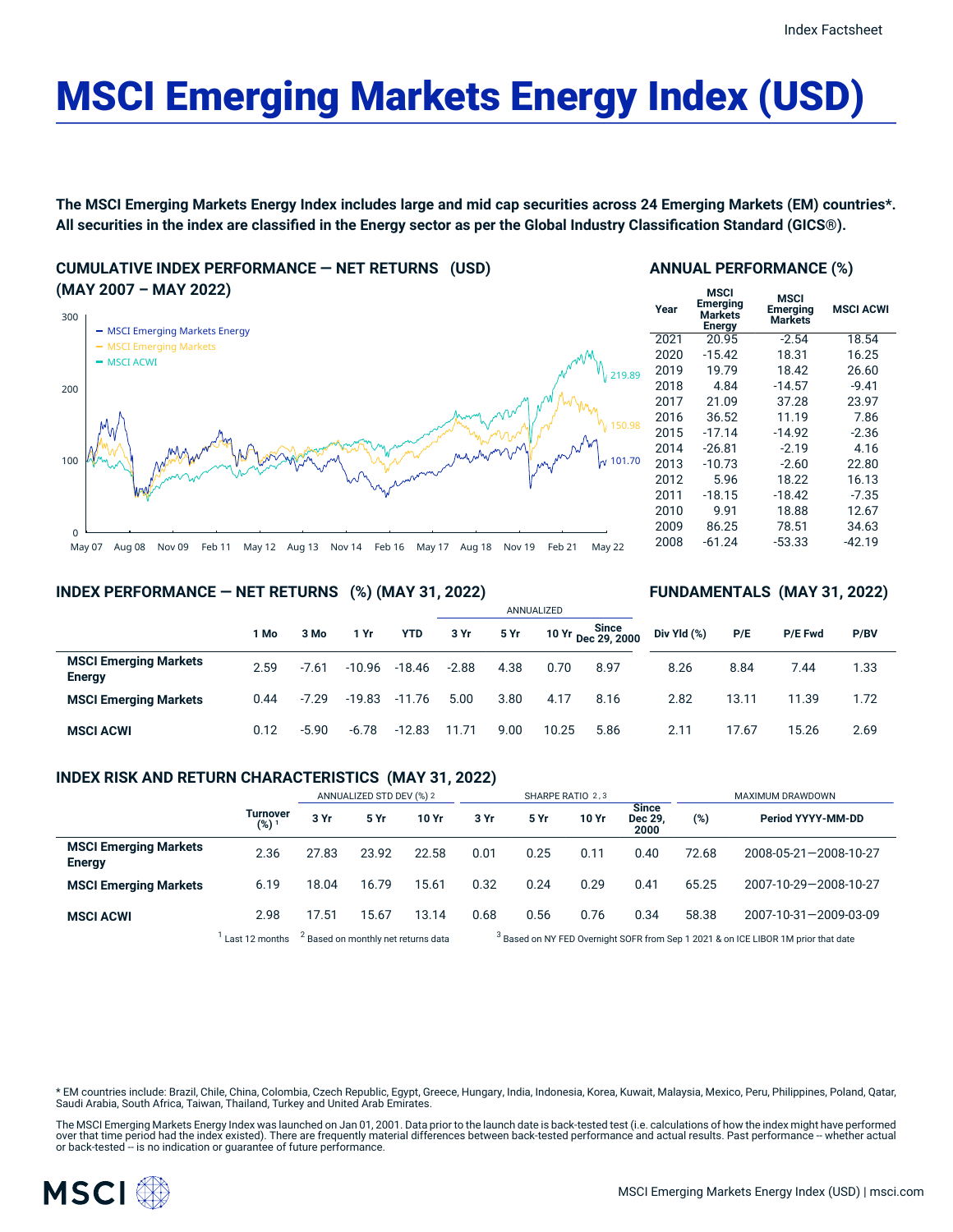# MSCI Emerging Markets Energy Index (USD)

**The MSCI Emerging Markets Energy Index includes large and mid cap securities across 24 Emerging Markets (EM) countries*. All securities in the index are classified in the Energy sector as per the Global Industry Classification Standard (GICS®).**

## CUMULATIVE INDEX PERFORMANCE — NET RETURNS (USD) (MAY 2007 – MAY 2022)

- MSCI Emerging Markets Energy: 219.89
- MSCI Emerging Markets: 150.98
- MSCI ACWI: 101.70

May 07, Aug 08, Nov 09, Feb 11, May 12, Aug 13, Nov 14, Feb 16, May 17, Aug 18, Nov 19, Feb 21, May 22

## ANNUAL PERFORMANCE (%)

| Year | MSCI Emerging Markets Energy | MSCI Emerging Markets | MSCI ACWI |
|---|---|---|---|
| 2021 | 20.95 | -2.54 | 18.54 |
| 2020 | -15.42 | 18.31 | 16.25 |
| 2019 | 19.79 | 18.42 | 26.60 |
| 2018 | 4.84 | -14.57 | -9.41 |
| 2017 | 21.09 | 37.28 | 23.97 |
| 2016 | 36.52 | 11.19 | 7.86 |
| 2015 | -17.14 | -14.92 | -2.36 |
| 2014 | -26.81 | -2.19 | 4.16 |
| 2013 | -10.73 | -2.60 | 22.80 |
| 2012 | 5.96 | 18.22 | 16.13 |
| 2011 | -18.15 | -18.42 | -7.35 |
| 2010 | 9.91 | 18.88 | 12.67 |
| 2009 | 86.25 | 78.51 | 34.63 |
| 2008 | -61.24 | -53.33 | -42.19 |

## INDEX PERFORMANCE — NET RETURNS (%) (MAY 31, 2022) / FUNDAMENTALS (MAY 31, 2022)

| | 1 Mo | 3 Mo | 1 Yr | YTD | ANNUALIZED 3 Yr | 5 Yr | 10 Yr | Since Dec 29, 2000 | Div Yld (%) | P/E | P/E Fwd | P/BV |
|---|---|---|---|---|---|---|---|---|---|---|---|---|
| **MSCI Emerging Markets Energy** | 2.59 | -7.61 | -10.96 | -18.46 | -2.88 | 4.38 | 0.70 | 8.97 | 8.26 | 8.84 | 7.44 | 1.33 |
| **MSCI Emerging Markets** | 0.44 | -7.29 | -19.83 | -11.76 | 5.00 | 3.80 | 4.17 | 8.16 | 2.82 | 13.11 | 11.39 | 1.72 |
| **MSCI ACWI** | 0.12 | -5.90 | -6.78 | -12.83 | 11.71 | 9.00 | 10.25 | 5.86 | 2.11 | 17.67 | 15.26 | 2.69 |

## INDEX RISK AND RETURN CHARACTERISTICS (MAY 31, 2022)

| | Turnover (%) [1] | ANNUALIZED STD DEV (%) [2] | | | SHARPE RATIO [2,3] | | | | MAXIMUM DRAWDOWN | |
|---|---|---|---|---|---|---|---|---|---|---|
| | | 3 Yr | 5 Yr | 10 Yr | 3 Yr | 5 Yr | 10 Yr | Since Dec 29, 2000 | (%) | Period YYYY-MM-DD |
| **MSCI Emerging Markets Energy** | 2.36 | 27.83 | 23.92 | 22.58 | 0.01 | 0.25 | 0.11 | 0.40 | 72.68 | 2008-05-21—2008-10-27 |
| **MSCI Emerging Markets** | 6.19 | 18.04 | 16.79 | 15.61 | 0.32 | 0.24 | 0.29 | 0.41 | 65.25 | 2007-10-29—2008-10-27 |
| **MSCI ACWI** | 2.98 | 17.51 | 15.67 | 13.14 | 0.68 | 0.56 | 0.76 | 0.34 | 58.38 | 2007-10-31—2009-03-09 |

[1] Last 12 months [2] Based on monthly net returns data [3] Based on NY FED Overnight SOFR from Sep 1 2021 & on ICE LIBOR 1M prior that date

* EM countries include: Brazil, Chile, China, Colombia, Czech Republic, Egypt, Greece, Hungary, India, Indonesia, Korea, Kuwait, Malaysia, Mexico, Peru, Philippines, Poland, Qatar, Saudi Arabia, South Africa, Taiwan, Thailand, Turkey and United Arab Emirates.

The MSCI Emerging Markets Energy Index was launched on Jan 01, 2001. Data prior to the launch date is back-tested test (i.e. calculations of how the index might have performed over that time period had the index existed). There are frequently material differences between back-tested performance and actual results. Past performance -- whether actual or back-tested -- is no indication or guarantee of future performance.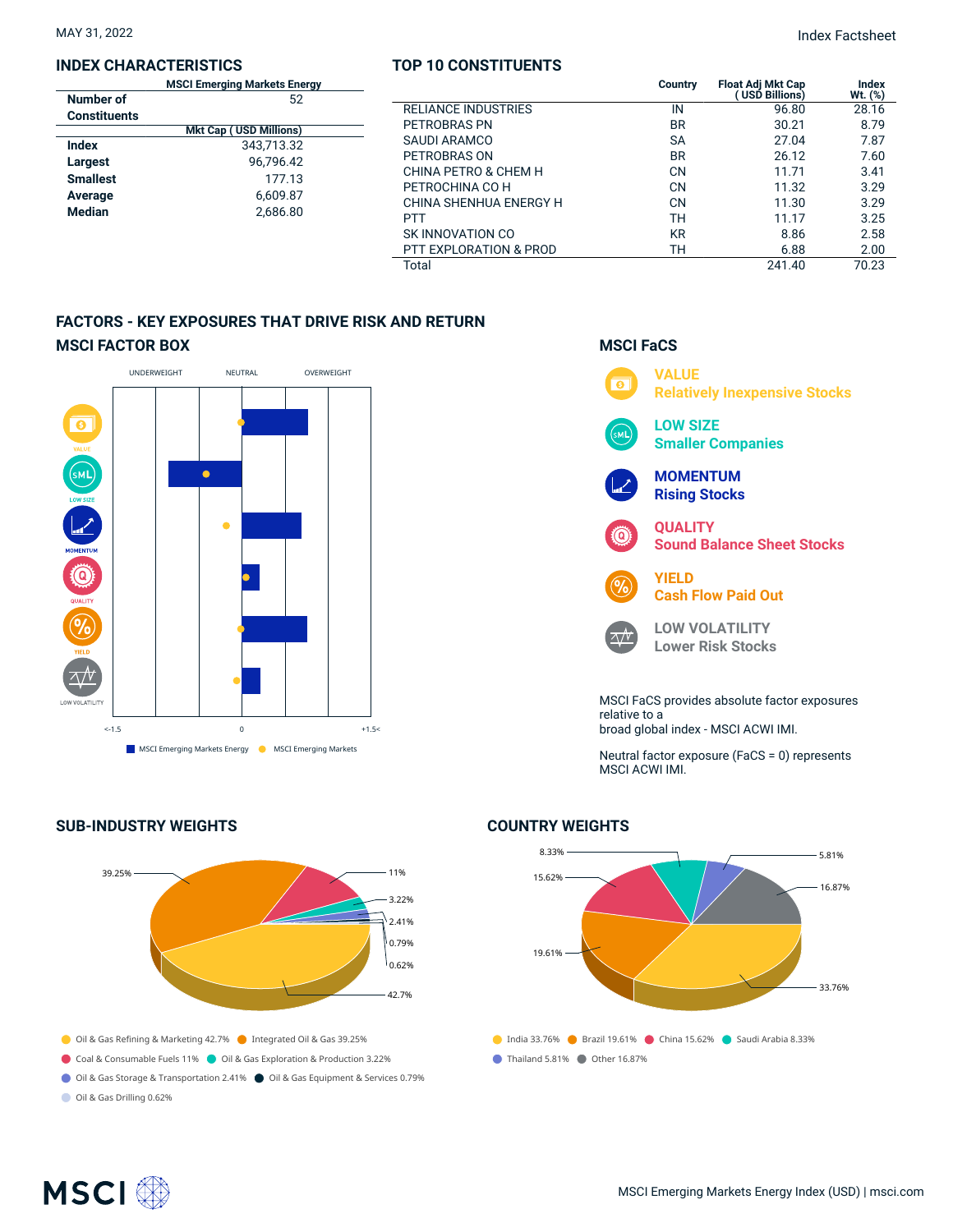MAY 31, 2022

Index Factsheet

## INDEX CHARACTERISTICS

| | MSCI Emerging Markets Energy |
|---|---|
| Number of Constituents | 52 |
| | Mkt Cap ( USD Millions) |
| Index | 343,713.32 |
| Largest | 96,796.42 |
| Smallest | 177.13 |
| Average | 6,609.87 |
| Median | 2,686.80 |

## TOP 10 CONSTITUENTS

| | Country | Float Adj Mkt Cap ( USD Billions) | Index Wt. (%) |
|---|---|---|---|
| RELIANCE INDUSTRIES | IN | 96.80 | 28.16 |
| PETROBRAS PN | BR | 30.21 | 8.79 |
| SAUDI ARAMCO | SA | 27.04 | 7.87 |
| PETROBRAS ON | BR | 26.12 | 7.60 |
| CHINA PETRO & CHEM H | CN | 11.71 | 3.41 |
| PETROCHINA CO H | CN | 11.32 | 3.29 |
| CHINA SHENHUA ENERGY H | CN | 11.30 | 3.29 |
| PTT | TH | 11.17 | 3.25 |
| SK INNOVATION CO | KR | 8.86 | 2.58 |
| PTT EXPLORATION & PROD | TH | 6.88 | 2.00 |
| Total | | 241.40 | 70.23 |

## FACTORS - KEY EXPOSURES THAT DRIVE RISK AND RETURN

### MSCI FACTOR BOX

UNDERWEIGHT NEUTRAL OVERWEIGHT

VALUE, LOW SIZE, MOMENTUM, QUALITY, YIELD, LOW VOLATILITY

<-1.5 0 +1.5<

MSCI Emerging Markets Energy / MSCI Emerging Markets

### MSCI FaCS

**VALUE** Relatively Inexpensive Stocks

**LOW SIZE** Smaller Companies

**MOMENTUM** Rising Stocks

**QUALITY** Sound Balance Sheet Stocks

**YIELD** Cash Flow Paid Out

**LOW VOLATILITY** Lower Risk Stocks

MSCI FaCS provides absolute factor exposures relative to a broad global index - MSCI ACWI IMI.

Neutral factor exposure (FaCS = 0) represents MSCI ACWI IMI.

## SUB-INDUSTRY WEIGHTS

- Oil & Gas Refining & Marketing 42.7%
- Integrated Oil & Gas 39.25%
- Coal & Consumable Fuels 11%
- Oil & Gas Exploration & Production 3.22%
- Oil & Gas Storage & Transportation 2.41%
- Oil & Gas Equipment & Services 0.79%
- Oil & Gas Drilling 0.62%

## COUNTRY WEIGHTS

- India 33.76%
- Brazil 19.61%
- China 15.62%
- Saudi Arabia 8.33%
- Thailand 5.81%
- Other 16.87%

MSCI Emerging Markets Energy Index (USD) | msci.com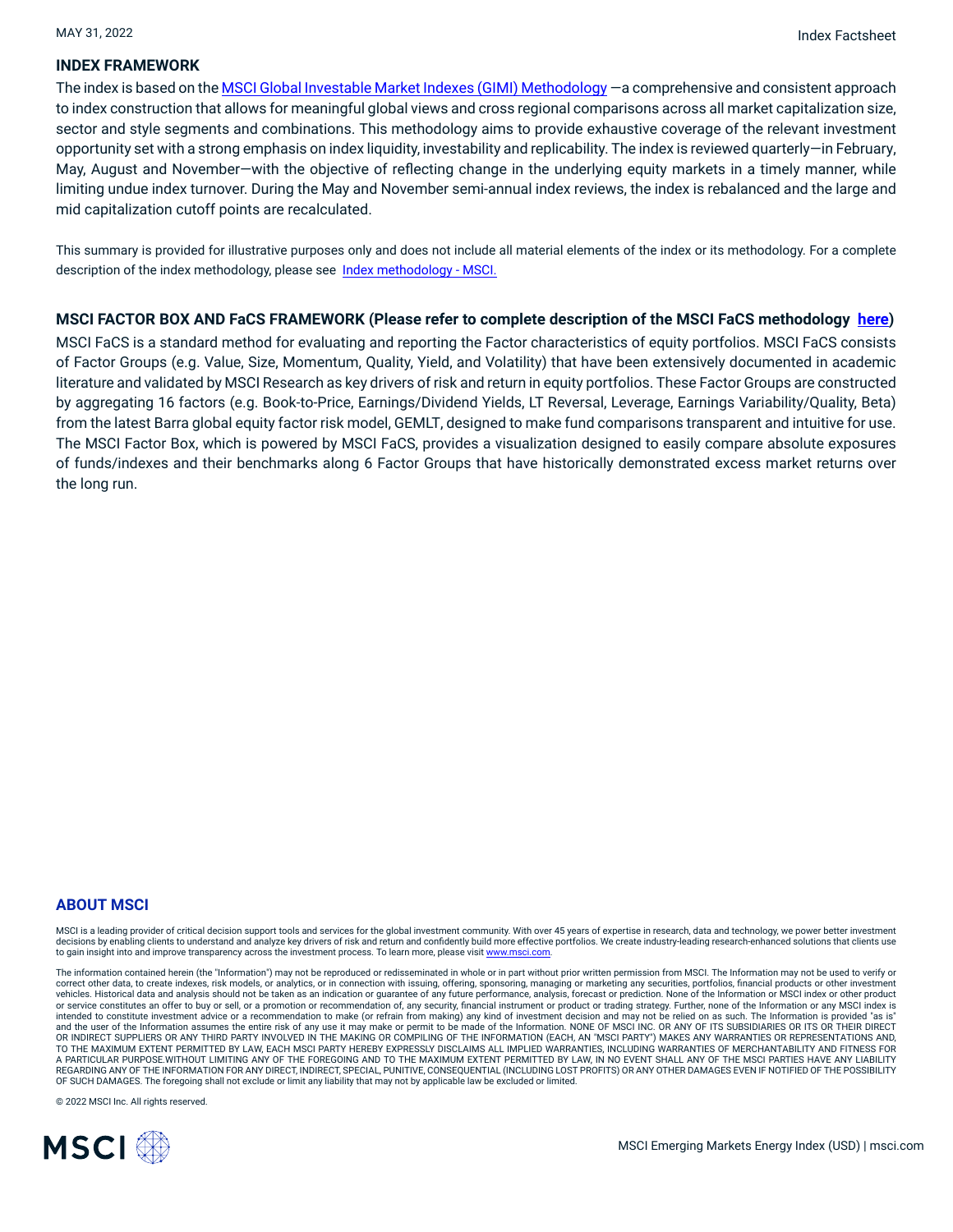## INDEX FRAMEWORK

The index is based on the MSCI Global Investable Market Indexes (GIMI) Methodology —a comprehensive and consistent approach to index construction that allows for meaningful global views and cross regional comparisons across all market capitalization size, sector and style segments and combinations. This methodology aims to provide exhaustive coverage of the relevant investment opportunity set with a strong emphasis on index liquidity, investability and replicability. The index is reviewed quarterly—in February, May, August and November—with the objective of reflecting change in the underlying equity markets in a timely manner, while limiting undue index turnover. During the May and November semi-annual index reviews, the index is rebalanced and the large and mid capitalization cutoff points are recalculated.

This summary is provided for illustrative purposes only and does not include all material elements of the index or its methodology. For a complete description of the index methodology, please see Index methodology - MSCI.

## MSCI FACTOR BOX AND FaCS FRAMEWORK (Please refer to complete description of the MSCI FaCS methodology here)

MSCI FaCS is a standard method for evaluating and reporting the Factor characteristics of equity portfolios. MSCI FaCS consists of Factor Groups (e.g. Value, Size, Momentum, Quality, Yield, and Volatility) that have been extensively documented in academic literature and validated by MSCI Research as key drivers of risk and return in equity portfolios. These Factor Groups are constructed by aggregating 16 factors (e.g. Book-to-Price, Earnings/Dividend Yields, LT Reversal, Leverage, Earnings Variability/Quality, Beta) from the latest Barra global equity factor risk model, GEMLT, designed to make fund comparisons transparent and intuitive for use. The MSCI Factor Box, which is powered by MSCI FaCS, provides a visualization designed to easily compare absolute exposures of funds/indexes and their benchmarks along 6 Factor Groups that have historically demonstrated excess market returns over the long run.

## ABOUT MSCI

MSCI is a leading provider of critical decision support tools and services for the global investment community. With over 45 years of expertise in research, data and technology, we power better investment decisions by enabling clients to understand and analyze key drivers of risk and return and confidently build more effective portfolios. We create industry-leading research-enhanced solutions that clients use to gain insight into and improve transparency across the investment process. To learn more, please visit www.msci.com.

The information contained herein (the "Information") may not be reproduced or redisseminated in whole or in part without prior written permission from MSCI. The Information may not be used to verify or correct other data, to create indexes, risk models, or analytics, or in connection with issuing, offering, sponsoring, managing or marketing any securities, portfolios, financial products or other investment vehicles. Historical data and analysis should not be taken as an indication or guarantee of any future performance, analysis, forecast or prediction. None of the Information or MSCI index or other product or service constitutes an offer to buy or sell, or a promotion or recommendation of, any security, financial instrument or product or trading strategy. Further, none of the Information or any MSCI index is intended to constitute investment advice or a recommendation to make (or refrain from making) any kind of investment decision and may not be relied on as such. The Information is provided "as is" and the user of the Information assumes the entire risk of any use it may make or permit to be made of the Information. NONE OF MSCI INC. OR ANY OF ITS SUBSIDIARIES OR ITS OR THEIR DIRECT OR INDIRECT SUPPLIERS OR ANY THIRD PARTY INVOLVED IN THE MAKING OR COMPILING OF THE INFORMATION (EACH, AN "MSCI PARTY") MAKES ANY WARRANTIES OR REPRESENTATIONS AND, TO THE MAXIMUM EXTENT PERMITTED BY LAW, EACH MSCI PARTY HEREBY EXPRESSLY DISCLAIMS ALL IMPLIED WARRANTIES, INCLUDING WARRANTIES OF MERCHANTABILITY AND FITNESS FOR A PARTICULAR PURPOSE.WITHOUT LIMITING ANY OF THE FOREGOING AND TO THE MAXIMUM EXTENT PERMITTED BY LAW, IN NO EVENT SHALL ANY OF THE MSCI PARTIES HAVE ANY LIABILITY REGARDING ANY OF THE INFORMATION FOR ANY DIRECT, INDIRECT, SPECIAL, PUNITIVE, CONSEQUENTIAL (INCLUDING LOST PROFITS) OR ANY OTHER DAMAGES EVEN IF NOTIFIED OF THE POSSIBILITY OF SUCH DAMAGES. The foregoing shall not exclude or limit any liability that may not by applicable law be excluded or limited.

© 2022 MSCI Inc. All rights reserved.